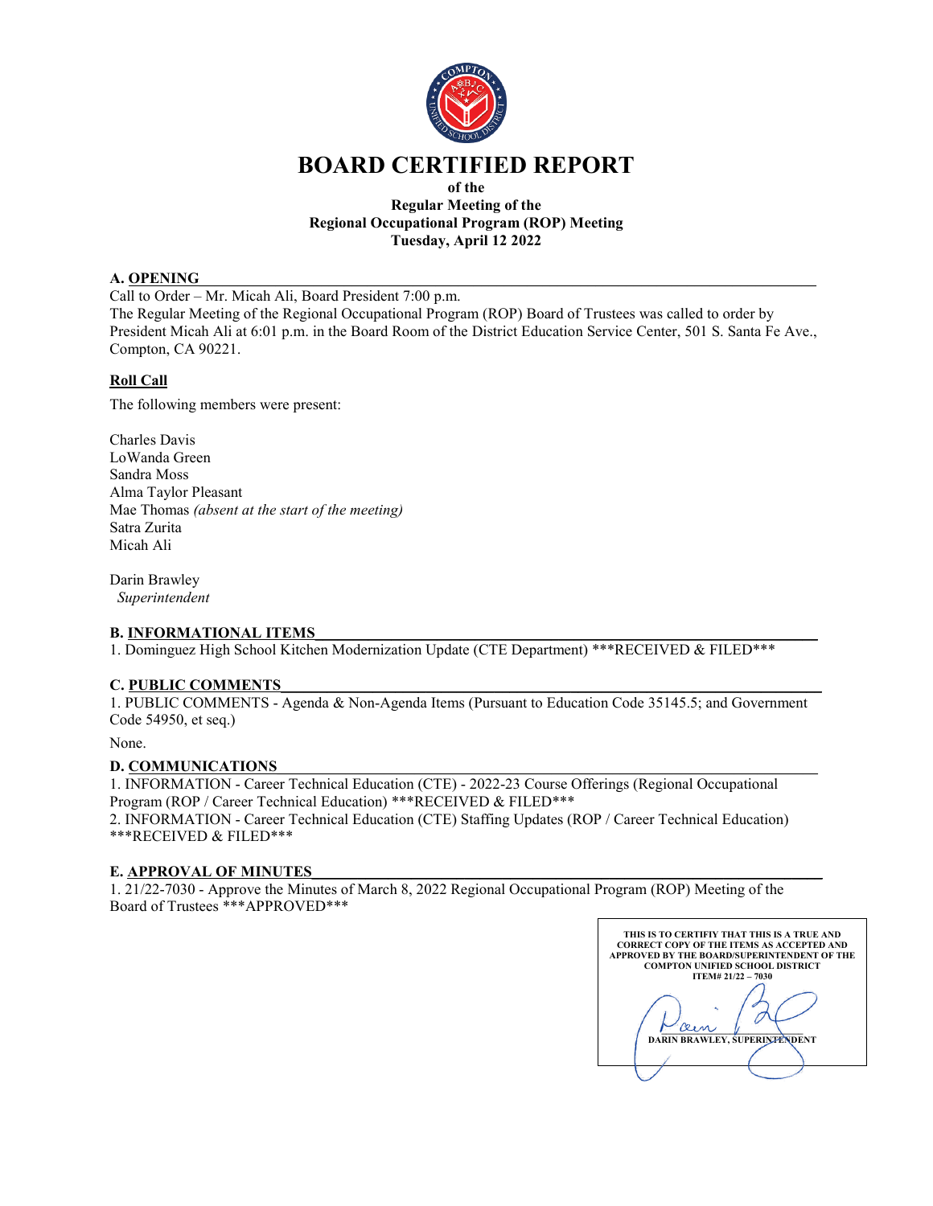# BOARD CERTIFIED REPORT

**of the**
**Regular Meeting of the**
**Regional Occupational Program (ROP) Meeting**
**Tuesday, April 12 2022**

## A. OPENING

Call to Order – Mr. Micah Ali, Board President 7:00 p.m.
The Regular Meeting of the Regional Occupational Program (ROP) Board of Trustees was called to order by President Micah Ali at 6:01 p.m. in the Board Room of the District Education Service Center, 501 S. Santa Fe Ave., Compton, CA 90221.

### Roll Call

The following members were present:

Charles Davis
LoWanda Green
Sandra Moss
Alma Taylor Pleasant
Mae Thomas *(absent at the start of the meeting)*
Satra Zurita
Micah Ali

Darin Brawley
*Superintendent*

## B. INFORMATIONAL ITEMS

1. Dominguez High School Kitchen Modernization Update (CTE Department) ***RECEIVED & FILED***

## C. PUBLIC COMMENTS

1. PUBLIC COMMENTS - Agenda & Non-Agenda Items (Pursuant to Education Code 35145.5; and Government Code 54950, et seq.)

None.

## D. COMMUNICATIONS

1. INFORMATION - Career Technical Education (CTE) - 2022-23 Course Offerings (Regional Occupational Program (ROP / Career Technical Education) ***RECEIVED & FILED***
2. INFORMATION - Career Technical Education (CTE) Staffing Updates (ROP / Career Technical Education) ***RECEIVED & FILED***

## E. APPROVAL OF MINUTES

1. 21/22-7030 - Approve the Minutes of March 8, 2022 Regional Occupational Program (ROP) Meeting of the Board of Trustees ***APPROVED***

THIS IS TO CERTIFIY THAT THIS IS A TRUE AND CORRECT COPY OF THE ITEMS AS ACCEPTED AND APPROVED BY THE BOARD/SUPERINTENDENT OF THE COMPTON UNIFIED SCHOOL DISTRICT
ITEM# 21/22 – 7030

DARIN BRAWLEY, SUPERINTENDENT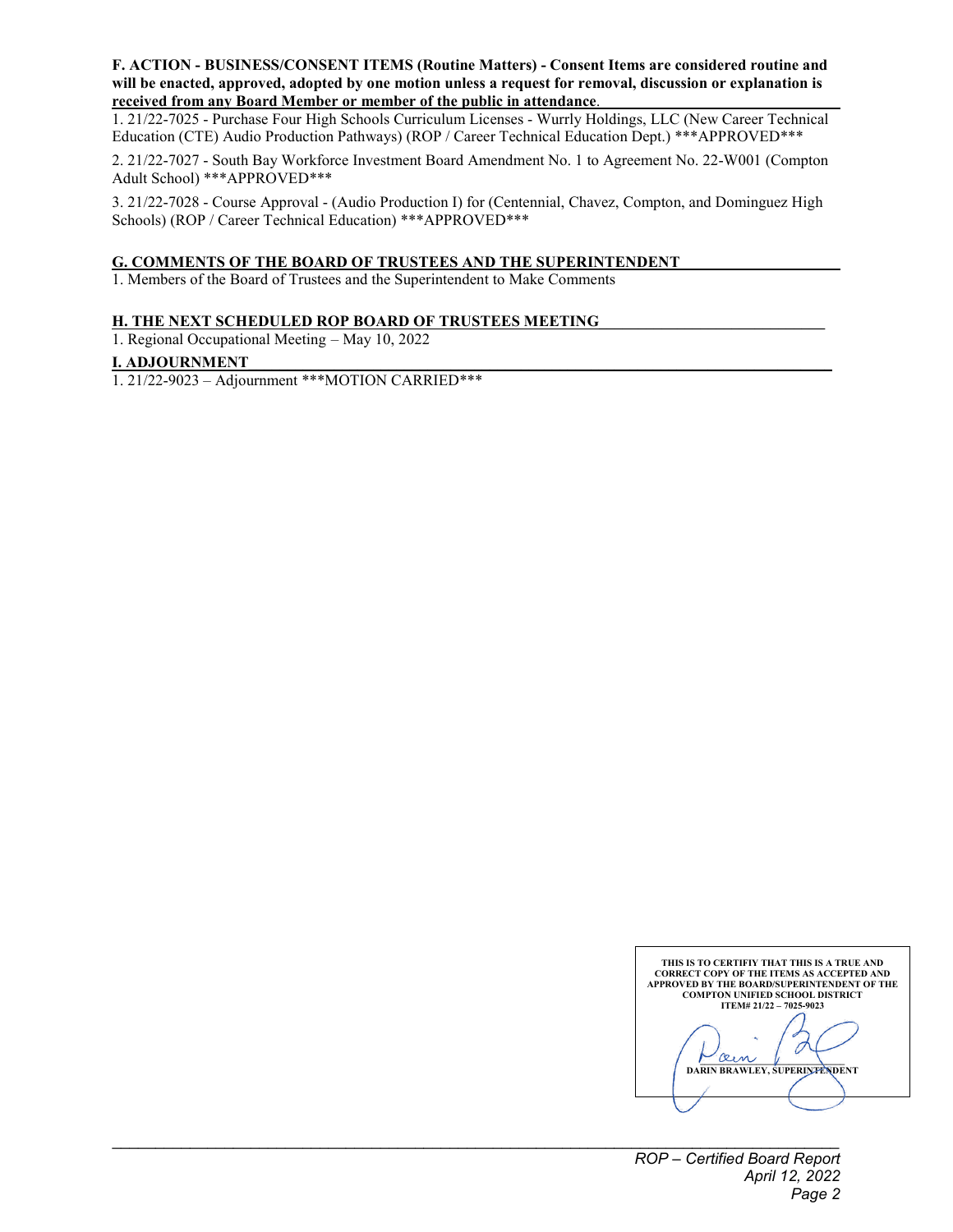**F. ACTION - BUSINESS/CONSENT ITEMS (Routine Matters) - Consent Items are considered routine and will be enacted, approved, adopted by one motion unless a request for removal, discussion or explanation is received from any Board Member or member of the public in attendance**.

1. 21/22-7025 - Purchase Four High Schools Curriculum Licenses - Wurrly Holdings, LLC (New Career Technical Education (CTE) Audio Production Pathways) (ROP / Career Technical Education Dept.) ***APPROVED***

2. 21/22-7027 - South Bay Workforce Investment Board Amendment No. 1 to Agreement No. 22-W001 (Compton Adult School) ***APPROVED***

3. 21/22-7028 - Course Approval - (Audio Production I) for (Centennial, Chavez, Compton, and Dominguez High Schools) (ROP / Career Technical Education) ***APPROVED***

## G. COMMENTS OF THE BOARD OF TRUSTEES AND THE SUPERINTENDENT

1. Members of the Board of Trustees and the Superintendent to Make Comments

## H. THE NEXT SCHEDULED ROP BOARD OF TRUSTEES MEETING

1. Regional Occupational Meeting – May 10, 2022

## I. ADJOURNMENT

1. 21/22-9023 – Adjournment ***MOTION CARRIED***

**THIS IS TO CERTIFIY THAT THIS IS A TRUE AND CORRECT COPY OF THE ITEMS AS ACCEPTED AND APPROVED BY THE BOARD/SUPERINTENDENT OF THE COMPTON UNIFIED SCHOOL DISTRICT**
**ITEM# 21/22 – 7025-9023**

**DARIN BRAWLEY, SUPERINTENDENT**

*ROP – Certified Board Report*
*April 12, 2022*